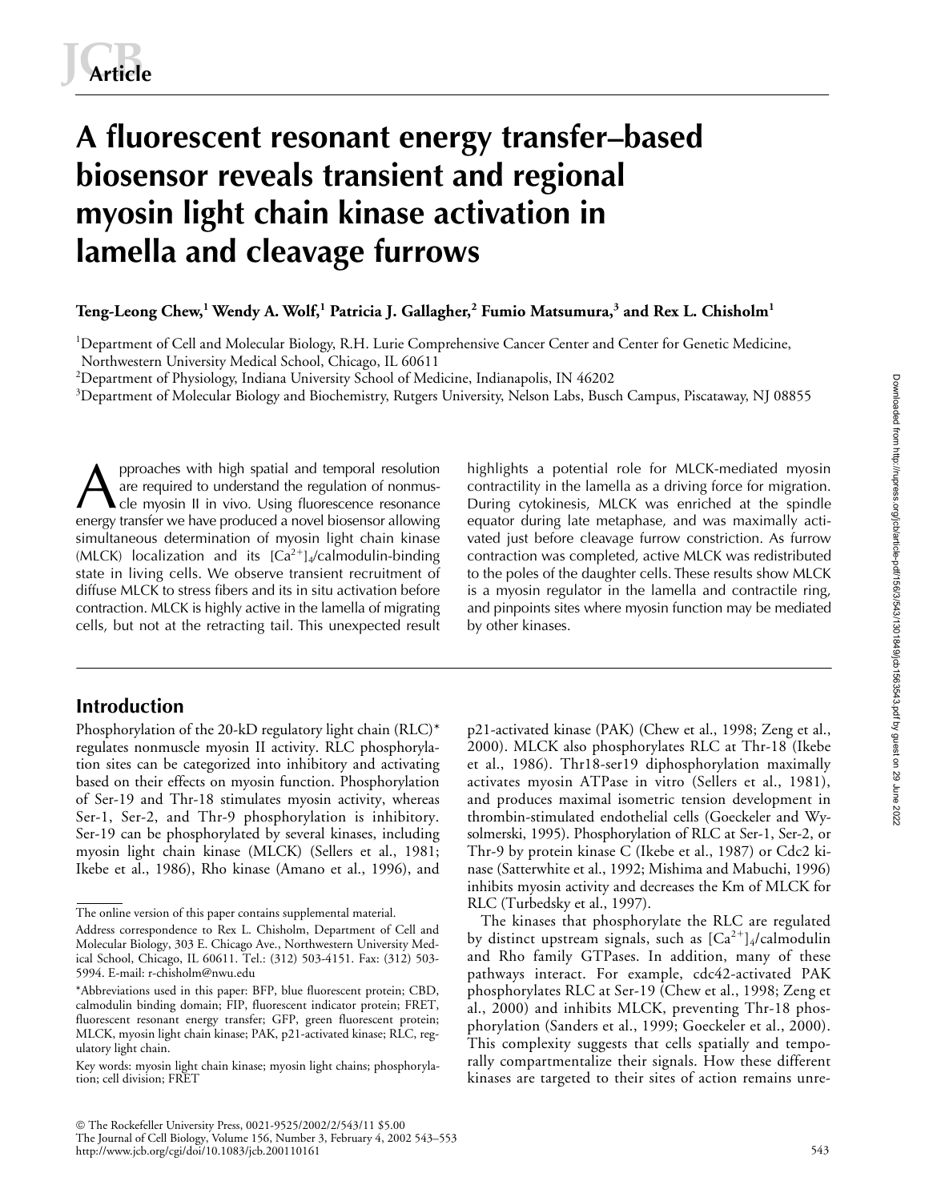**Article**

# A fluorescent resonant energy transfer–based biosensor reveals transient and regional myosin light chain kinase activation in lamella and cleavage furrows

**Teng-Leong Chew,[1] Wendy A. Wolf,[1] Patricia J. Gallagher,[2] Fumio Matsumura,[3] and Rex L. Chisholm[1]**

[1]Department of Cell and Molecular Biology, R.H. Lurie Comprehensive Cancer Center and Center for Genetic Medicine, Northwestern University Medical School, Chicago, IL 60611
[2]Department of Physiology, Indiana University School of Medicine, Indianapolis, IN 46202
[3]Department of Molecular Biology and Biochemistry, Rutgers University, Nelson Labs, Busch Campus, Piscataway, NJ 08855

Approaches with high spatial and temporal resolution are required to understand the regulation of nonmuscle myosin II in vivo. Using fluorescence resonance energy transfer we have produced a novel biosensor allowing simultaneous determination of myosin light chain kinase (MLCK) localization and its $[Ca^{2+}]_4$/calmodulin-binding state in living cells. We observe transient recruitment of diffuse MLCK to stress fibers and its in situ activation before contraction. MLCK is highly active in the lamella of migrating cells, but not at the retracting tail. This unexpected result highlights a potential role for MLCK-mediated myosin contractility in the lamella as a driving force for migration. During cytokinesis, MLCK was enriched at the spindle equator during late metaphase, and was maximally activated just before cleavage furrow constriction. As furrow contraction was completed, active MLCK was redistributed to the poles of the daughter cells. These results show MLCK is a myosin regulator in the lamella and contractile ring, and pinpoints sites where myosin function may be mediated by other kinases.

## Introduction

Phosphorylation of the 20-kD regulatory light chain (RLC)* regulates nonmuscle myosin II activity. RLC phosphorylation sites can be categorized into inhibitory and activating based on their effects on myosin function. Phosphorylation of Ser-19 and Thr-18 stimulates myosin activity, whereas Ser-1, Ser-2, and Thr-9 phosphorylation is inhibitory. Ser-19 can be phosphorylated by several kinases, including myosin light chain kinase (MLCK) (Sellers et al., 1981; Ikebe et al., 1986), Rho kinase (Amano et al., 1996), and p21-activated kinase (PAK) (Chew et al., 1998; Zeng et al., 2000). MLCK also phosphorylates RLC at Thr-18 (Ikebe et al., 1986). Thr18-ser19 diphosphorylation maximally activates myosin ATPase in vitro (Sellers et al., 1981), and produces maximal isometric tension development in thrombin-stimulated endothelial cells (Goeckeler and Wysolmerski, 1995). Phosphorylation of RLC at Ser-1, Ser-2, or Thr-9 by protein kinase C (Ikebe et al., 1987) or Cdc2 kinase (Satterwhite et al., 1992; Mishima and Mabuchi, 1996) inhibits myosin activity and decreases the Km of MLCK for RLC (Turbedsky et al., 1997).

The kinases that phosphorylate the RLC are regulated by distinct upstream signals, such as $[Ca^{2+}]_4$/calmodulin and Rho family GTPases. In addition, many of these pathways interact. For example, cdc42-activated PAK phosphorylates RLC at Ser-19 (Chew et al., 1998; Zeng et al., 2000) and inhibits MLCK, preventing Thr-18 phosphorylation (Sanders et al., 1999; Goeckeler et al., 2000). This complexity suggests that cells spatially and temporally compartmentalize their signals. How these different kinases are targeted to their sites of action remains unre-

The online version of this paper contains supplemental material.

Address correspondence to Rex L. Chisholm, Department of Cell and Molecular Biology, 303 E. Chicago Ave., Northwestern University Medical School, Chicago, IL 60611. Tel.: (312) 503-4151. Fax: (312) 503-5994. E-mail: r-chisholm@nwu.edu

*Abbreviations used in this paper: BFP, blue fluorescent protein; CBD, calmodulin binding domain; FIP, fluorescent indicator protein; FRET, fluorescent resonant energy transfer; GFP, green fluorescent protein; MLCK, myosin light chain kinase; PAK, p21-activated kinase; RLC, regulatory light chain.

Key words: myosin light chain kinase; myosin light chains; phosphorylation; cell division; FRET

© The Rockefeller University Press, 0021-9525/2002/2/543/11 $5.00
The Journal of Cell Biology, Volume 156, Number 3, February 4, 2002 543–553
http://www.jcb.org/cgi/doi/10.1083/jcb.200110161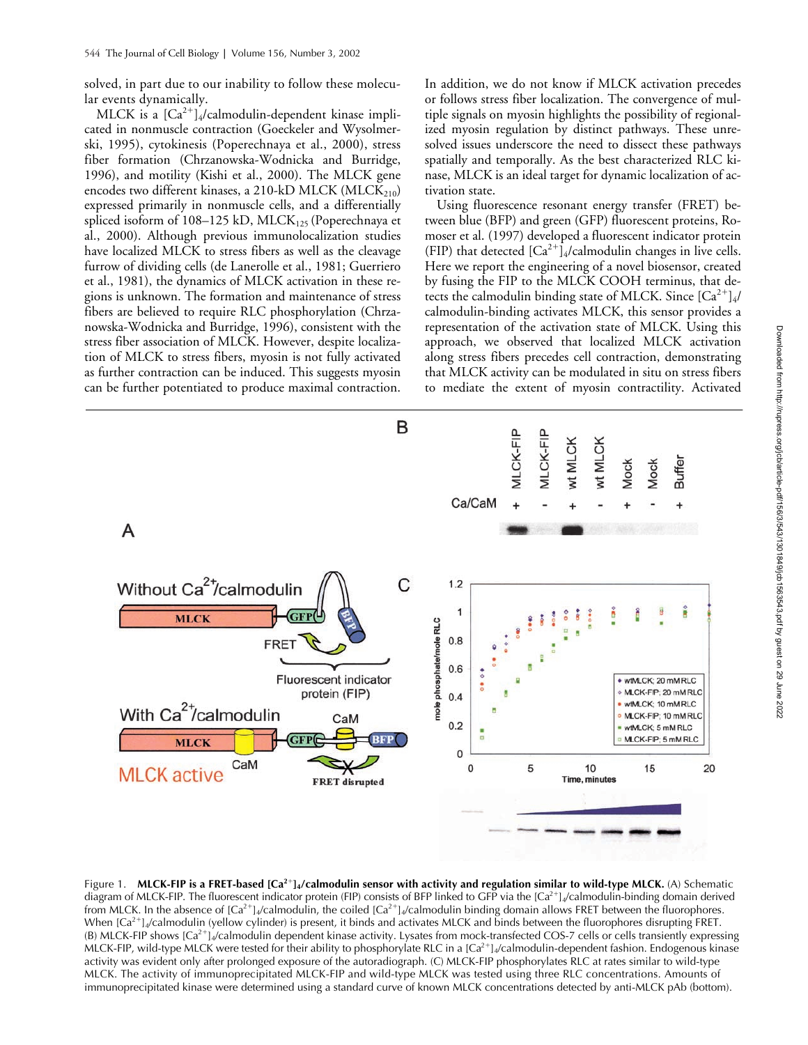solved, in part due to our inability to follow these molecular events dynamically.

MLCK is a $[Ca^{2+}]_4$/calmodulin-dependent kinase implicated in nonmuscle contraction (Goeckeler and Wysolmerski, 1995), cytokinesis (Poperechnaya et al., 2000), stress fiber formation (Chrzanowska-Wodnicka and Burridge, 1996), and motility (Kishi et al., 2000). The MLCK gene encodes two different kinases, a 210-kD MLCK ($MLCK_{210}$) expressed primarily in nonmuscle cells, and a differentially spliced isoform of 108–125 kD, $MLCK_{125}$ (Poperechnaya et al., 2000). Although previous immunolocalization studies have localized MLCK to stress fibers as well as the cleavage furrow of dividing cells (de Lanerolle et al., 1981; Guerriero et al., 1981), the dynamics of MLCK activation in these regions is unknown. The formation and maintenance of stress fibers are believed to require RLC phosphorylation (Chrzanowska-Wodnicka and Burridge, 1996), consistent with the stress fiber association of MLCK. However, despite localization of MLCK to stress fibers, myosin is not fully activated as further contraction can be induced. This suggests myosin can be further potentiated to produce maximal contraction. In addition, we do not know if MLCK activation precedes or follows stress fiber localization. The convergence of multiple signals on myosin highlights the possibility of regionalized myosin regulation by distinct pathways. These unresolved issues underscore the need to dissect these pathways spatially and temporally. As the best characterized RLC kinase, MLCK is an ideal target for dynamic localization of activation state.

Using fluorescence resonant energy transfer (FRET) between blue (BFP) and green (GFP) fluorescent proteins, Romoser et al. (1997) developed a fluorescent indicator protein (FIP) that detected $[Ca^{2+}]_4$/calmodulin changes in live cells. Here we report the engineering of a novel biosensor, created by fusing the FIP to the MLCK COOH terminus, that detects the calmodulin binding state of MLCK. Since $[Ca^{2+}]_4$/calmodulin-binding activates MLCK, this sensor provides a representation of the activation state of MLCK. Using this approach, we observed that localized MLCK activation along stress fibers precedes cell contraction, demonstrating that MLCK activity can be modulated in situ on stress fibers to mediate the extent of myosin contractility. Activated

**Figure 1. MLCK-FIP is a FRET-based $[Ca^{2+}]_4$/calmodulin sensor with activity and regulation similar to wild-type MLCK.** (A) Schematic diagram of MLCK-FIP. The fluorescent indicator protein (FIP) consists of BFP linked to GFP via the $[Ca^{2+}]_4$/calmodulin-binding domain derived from MLCK. In the absence of $[Ca^{2+}]_4$/calmodulin, the coiled $[Ca^{2+}]_4$/calmodulin binding domain allows FRET between the fluorophores. When $[Ca^{2+}]_4$/calmodulin (yellow cylinder) is present, it binds and activates MLCK and binds between the fluorophores disrupting FRET. (B) MLCK-FIP shows $[Ca^{2+}]_4$/calmodulin dependent kinase activity. Lysates from mock-transfected COS-7 cells or cells transiently expressing MLCK-FIP, wild-type MLCK were tested for their ability to phosphorylate RLC in a $[Ca^{2+}]_4$/calmodulin-dependent fashion. Endogenous kinase activity was evident only after prolonged exposure of the autoradiograph. (C) MLCK-FIP phosphorylates RLC at rates similar to wild-type MLCK. The activity of immunoprecipitated MLCK-FIP and wild-type MLCK was tested using three RLC concentrations. Amounts of immunoprecipitated kinase were determined using a standard curve of known MLCK concentrations detected by anti-MLCK pAb (bottom).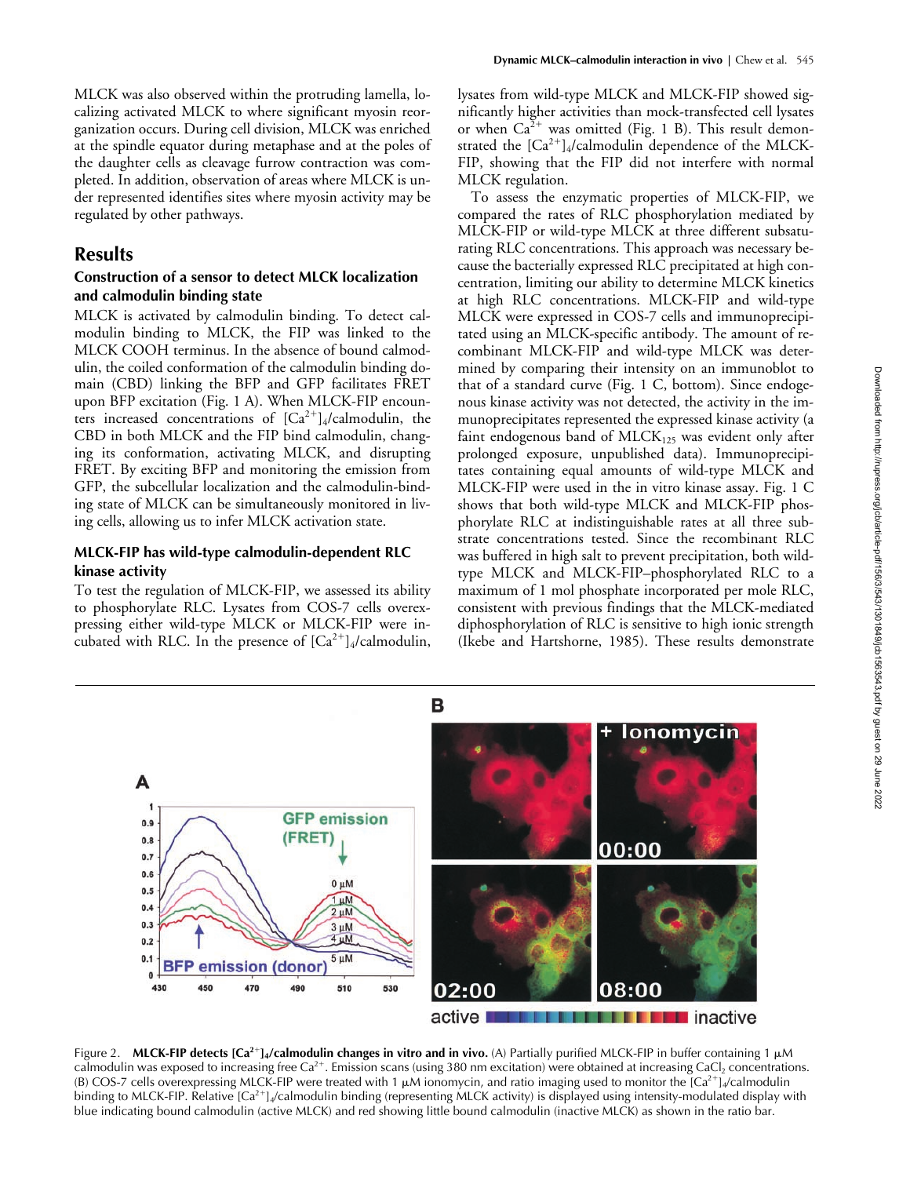MLCK was also observed within the protruding lamella, localizing activated MLCK to where significant myosin reorganization occurs. During cell division, MLCK was enriched at the spindle equator during metaphase and at the poles of the daughter cells as cleavage furrow contraction was completed. In addition, observation of areas where MLCK is under represented identifies sites where myosin activity may be regulated by other pathways.

## Results

### Construction of a sensor to detect MLCK localization and calmodulin binding state

MLCK is activated by calmodulin binding. To detect calmodulin binding to MLCK, the FIP was linked to the MLCK COOH terminus. In the absence of bound calmodulin, the coiled conformation of the calmodulin binding domain (CBD) linking the BFP and GFP facilitates FRET upon BFP excitation (Fig. 1 A). When MLCK-FIP encounters increased concentrations of $[Ca^{2+}]_4$/calmodulin, the CBD in both MLCK and the FIP bind calmodulin, changing its conformation, activating MLCK, and disrupting FRET. By exciting BFP and monitoring the emission from GFP, the subcellular localization and the calmodulin-binding state of MLCK can be simultaneously monitored in living cells, allowing us to infer MLCK activation state.

### MLCK-FIP has wild-type calmodulin-dependent RLC kinase activity

To test the regulation of MLCK-FIP, we assessed its ability to phosphorylate RLC. Lysates from COS-7 cells overexpressing either wild-type MLCK or MLCK-FIP were incubated with RLC. In the presence of $[Ca^{2+}]_4$/calmodulin, lysates from wild-type MLCK and MLCK-FIP showed significantly higher activities than mock-transfected cell lysates or when $Ca^{2+}$ was omitted (Fig. 1 B). This result demonstrated the $[Ca^{2+}]_4$/calmodulin dependence of the MLCK-FIP, showing that the FIP did not interfere with normal MLCK regulation.

To assess the enzymatic properties of MLCK-FIP, we compared the rates of RLC phosphorylation mediated by MLCK-FIP or wild-type MLCK at three different subsaturating RLC concentrations. This approach was necessary because the bacterially expressed RLC precipitated at high concentration, limiting our ability to determine MLCK kinetics at high RLC concentrations. MLCK-FIP and wild-type MLCK were expressed in COS-7 cells and immunoprecipitated using an MLCK-specific antibody. The amount of recombinant MLCK-FIP and wild-type MLCK was determined by comparing their intensity on an immunoblot to that of a standard curve (Fig. 1 C, bottom). Since endogenous kinase activity was not detected, the activity in the immunoprecipitates represented the expressed kinase activity (a faint endogenous band of $MLCK_{125}$ was evident only after prolonged exposure, unpublished data). Immunoprecipitates containing equal amounts of wild-type MLCK and MLCK-FIP were used in the in vitro kinase assay. Fig. 1 C shows that both wild-type MLCK and MLCK-FIP phosphorylate RLC at indistinguishable rates at all three substrate concentrations tested. Since the recombinant RLC was buffered in high salt to prevent precipitation, both wild-type MLCK and MLCK-FIP–phosphorylated RLC to a maximum of 1 mol phosphate incorporated per mole RLC, consistent with previous findings that the MLCK-mediated diphosphorylation of RLC is sensitive to high ionic strength (Ikebe and Hartshorne, 1985). These results demonstrate

Figure 2. **MLCK-FIP detects $[Ca^{2+}]_4$/calmodulin changes in vitro and in vivo.** (A) Partially purified MLCK-FIP in buffer containing 1 μM calmodulin was exposed to increasing free $Ca^{2+}$. Emission scans (using 380 nm excitation) were obtained at increasing $CaCl_2$ concentrations. (B) COS-7 cells overexpressing MLCK-FIP were treated with 1 μM ionomycin, and ratio imaging used to monitor the $[Ca^{2+}]_4$/calmodulin binding to MLCK-FIP. Relative $[Ca^{2+}]_4$/calmodulin binding (representing MLCK activity) is displayed using intensity-modulated display with blue indicating bound calmodulin (active MLCK) and red showing little bound calmodulin (inactive MLCK) as shown in the ratio bar.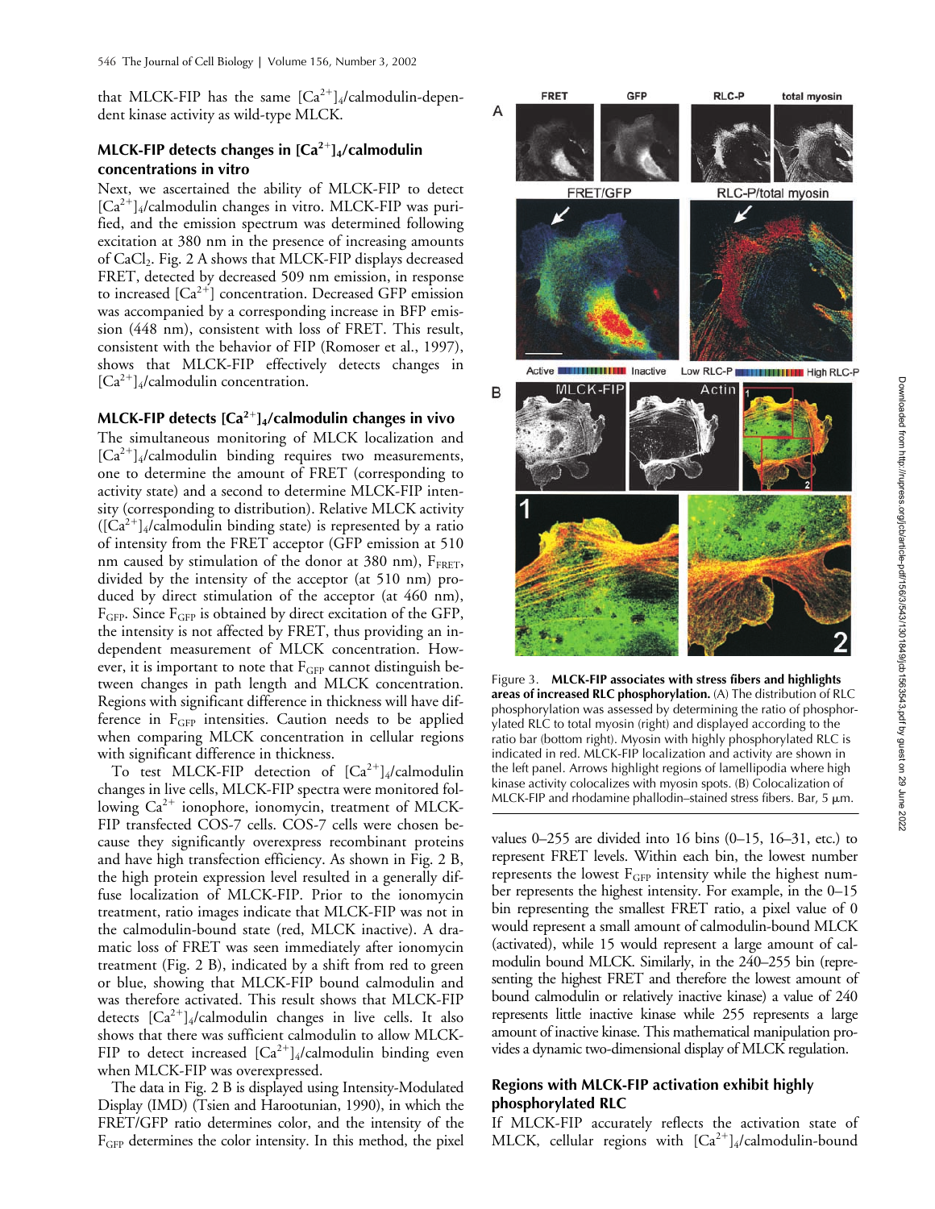that MLCK-FIP has the same $[Ca^{2+}]_4$/calmodulin-dependent kinase activity as wild-type MLCK.

### MLCK-FIP detects changes in $[Ca^{2+}]_4$/calmodulin concentrations in vitro

Next, we ascertained the ability of MLCK-FIP to detect $[Ca^{2+}]_4$/calmodulin changes in vitro. MLCK-FIP was purified, and the emission spectrum was determined following excitation at 380 nm in the presence of increasing amounts of $CaCl_2$. Fig. 2 A shows that MLCK-FIP displays decreased FRET, detected by decreased 509 nm emission, in response to increased $[Ca^{2+}]$ concentration. Decreased GFP emission was accompanied by a corresponding increase in BFP emission (448 nm), consistent with loss of FRET. This result, consistent with the behavior of FIP (Romoser et al., 1997), shows that MLCK-FIP effectively detects changes in $[Ca^{2+}]_4$/calmodulin concentration.

### MLCK-FIP detects $[Ca^{2+}]_4$/calmodulin changes in vivo

The simultaneous monitoring of MLCK localization and $[Ca^{2+}]_4$/calmodulin binding requires two measurements, one to determine the amount of FRET (corresponding to activity state) and a second to determine MLCK-FIP intensity (corresponding to distribution). Relative MLCK activity ($[Ca^{2+}]_4$/calmodulin binding state) is represented by a ratio of intensity from the FRET acceptor (GFP emission at 510 nm caused by stimulation of the donor at 380 nm), $F_{FRET}$, divided by the intensity of the acceptor (at 510 nm) produced by direct stimulation of the acceptor (at 460 nm), $F_{GFP}$. Since $F_{GFP}$ is obtained by direct excitation of the GFP, the intensity is not affected by FRET, thus providing an independent measurement of MLCK concentration. However, it is important to note that $F_{GFP}$ cannot distinguish between changes in path length and MLCK concentration. Regions with significant difference in thickness will have difference in $F_{GFP}$ intensities. Caution needs to be applied when comparing MLCK concentration in cellular regions with significant difference in thickness.

To test MLCK-FIP detection of $[Ca^{2+}]_4$/calmodulin changes in live cells, MLCK-FIP spectra were monitored following $Ca^{2+}$ ionophore, ionomycin, treatment of MLCK-FIP transfected COS-7 cells. COS-7 cells were chosen because they significantly overexpress recombinant proteins and have high transfection efficiency. As shown in Fig. 2 B, the high protein expression level resulted in a generally diffuse localization of MLCK-FIP. Prior to the ionomycin treatment, ratio images indicate that MLCK-FIP was not in the calmodulin-bound state (red, MLCK inactive). A dramatic loss of FRET was seen immediately after ionomycin treatment (Fig. 2 B), indicated by a shift from red to green or blue, showing that MLCK-FIP bound calmodulin and was therefore activated. This result shows that MLCK-FIP detects $[Ca^{2+}]_4$/calmodulin changes in live cells. It also shows that there was sufficient calmodulin to allow MLCK-FIP to detect increased $[Ca^{2+}]_4$/calmodulin binding even when MLCK-FIP was overexpressed.

The data in Fig. 2 B is displayed using Intensity-Modulated Display (IMD) (Tsien and Harootunian, 1990), in which the FRET/GFP ratio determines color, and the intensity of the $F_{GFP}$ determines the color intensity. In this method, the pixel values 0–255 are divided into 16 bins (0–15, 16–31, etc.) to represent FRET levels. Within each bin, the lowest number represents the lowest $F_{GFP}$ intensity while the highest number represents the highest intensity. For example, in the 0–15 bin representing the smallest FRET ratio, a pixel value of 0 would represent a small amount of calmodulin-bound MLCK (activated), while 15 would represent a large amount of calmodulin bound MLCK. Similarly, in the 240–255 bin (representing the highest FRET and therefore the lowest amount of bound calmodulin or relatively inactive kinase) a value of 240 represents little inactive kinase while 255 represents a large amount of inactive kinase. This mathematical manipulation provides a dynamic two-dimensional display of MLCK regulation.

Figure 3. **MLCK-FIP associates with stress fibers and highlights areas of increased RLC phosphorylation.** (A) The distribution of RLC phosphorylation was assessed by determining the ratio of phosphorylated RLC to total myosin (right) and displayed according to the ratio bar (bottom right). Myosin with highly phosphorylated RLC is indicated in red. MLCK-FIP localization and activity are shown in the left panel. Arrows highlight regions of lamellipodia where high kinase activity colocalizes with myosin spots. (B) Colocalization of MLCK-FIP and rhodamine phallodin–stained stress fibers. Bar, 5 μm.

### Regions with MLCK-FIP activation exhibit highly phosphorylated RLC

If MLCK-FIP accurately reflects the activation state of MLCK, cellular regions with $[Ca^{2+}]_4$/calmodulin-bound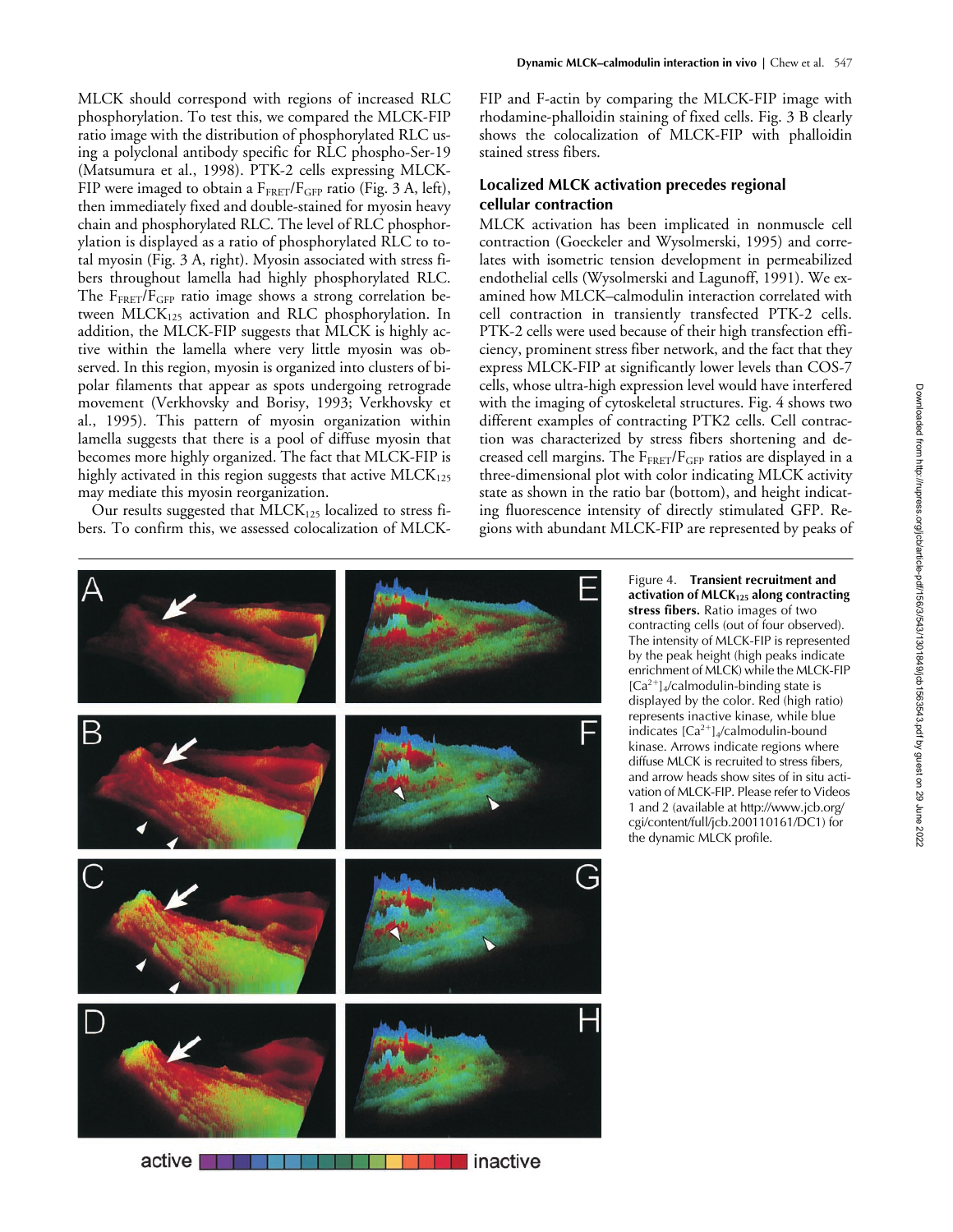MLCK should correspond with regions of increased RLC phosphorylation. To test this, we compared the MLCK-FIP ratio image with the distribution of phosphorylated RLC using a polyclonal antibody specific for RLC phospho-Ser-19 (Matsumura et al., 1998). PTK-2 cells expressing MLCK-FIP were imaged to obtain a $F_{FRET}/F_{GFP}$ ratio (Fig. 3 A, left), then immediately fixed and double-stained for myosin heavy chain and phosphorylated RLC. The level of RLC phosphorylation is displayed as a ratio of phosphorylated RLC to total myosin (Fig. 3 A, right). Myosin associated with stress fibers throughout lamella had highly phosphorylated RLC. The $F_{FRET}/F_{GFP}$ ratio image shows a strong correlation between $MLCK_{125}$ activation and RLC phosphorylation. In addition, the MLCK-FIP suggests that MLCK is highly active within the lamella where very little myosin was observed. In this region, myosin is organized into clusters of bipolar filaments that appear as spots undergoing retrograde movement (Verkhovsky and Borisy, 1993; Verkhovsky et al., 1995). This pattern of myosin organization within lamella suggests that there is a pool of diffuse myosin that becomes more highly organized. The fact that MLCK-FIP is highly activated in this region suggests that active $MLCK_{125}$ may mediate this myosin reorganization.

Our results suggested that $MLCK_{125}$ localized to stress fibers. To confirm this, we assessed colocalization of MLCK-FIP and F-actin by comparing the MLCK-FIP image with rhodamine-phalloidin staining of fixed cells. Fig. 3 B clearly shows the colocalization of MLCK-FIP with phalloidin stained stress fibers.

### Localized MLCK activation precedes regional cellular contraction

MLCK activation has been implicated in nonmuscle cell contraction (Goeckeler and Wysolmerski, 1995) and correlates with isometric tension development in permeabilized endothelial cells (Wysolmerski and Lagunoff, 1991). We examined how MLCK–calmodulin interaction correlated with cell contraction in transiently transfected PTK-2 cells. PTK-2 cells were used because of their high transfection efficiency, prominent stress fiber network, and the fact that they express MLCK-FIP at significantly lower levels than COS-7 cells, whose ultra-high expression level would have interfered with the imaging of cytoskeletal structures. Fig. 4 shows two different examples of contracting PTK2 cells. Cell contraction was characterized by stress fibers shortening and decreased cell margins. The $F_{FRET}/F_{GFP}$ ratios are displayed in a three-dimensional plot with color indicating MLCK activity state as shown in the ratio bar (bottom), and height indicating fluorescence intensity of directly stimulated GFP. Regions with abundant MLCK-FIP are represented by peaks of

Figure 4. **Transient recruitment and activation of $MLCK_{125}$ along contracting stress fibers.** Ratio images of two contracting cells (out of four observed). The intensity of MLCK-FIP is represented by the peak height (high peaks indicate enrichment of MLCK) while the MLCK-FIP $[Ca^{2+}]_4$/calmodulin-binding state is displayed by the color. Red (high ratio) represents inactive kinase, while blue indicates $[Ca^{2+}]_4$/calmodulin-bound kinase. Arrows indicate regions where diffuse MLCK is recruited to stress fibers, and arrow heads show sites of in situ activation of MLCK-FIP. Please refer to Videos 1 and 2 (available at http://www.jcb.org/cgi/content/full/jcb.200110161/DC1) for the dynamic MLCK profile.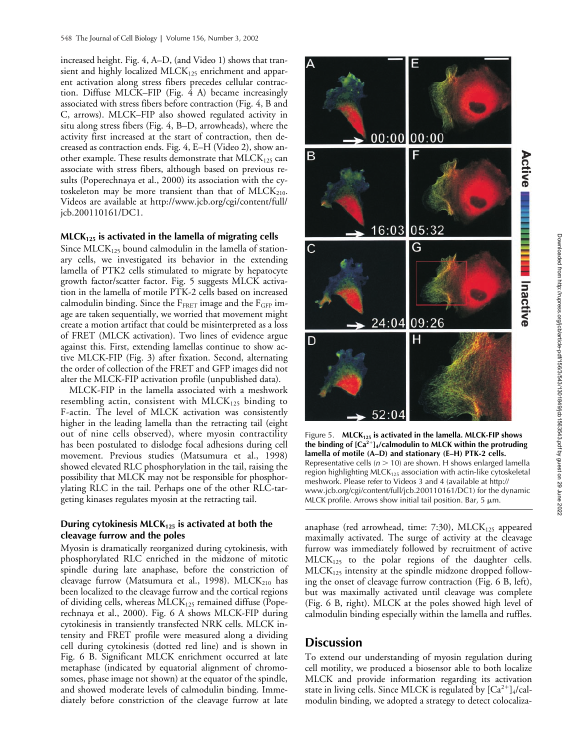increased height. Fig. 4, A–D, (and Video 1) shows that transient and highly localized $MLCK_{125}$ enrichment and apparent activation along stress fibers precedes cellular contraction. Diffuse MLCK–FIP (Fig. 4 A) became increasingly associated with stress fibers before contraction (Fig. 4, B and C, arrows). MLCK–FIP also showed regulated activity in situ along stress fibers (Fig. 4, B–D, arrowheads), where the activity first increased at the start of contraction, then decreased as contraction ends. Fig. 4, E–H (Video 2), show another example. These results demonstrate that $MLCK_{125}$ can associate with stress fibers, although based on previous results (Poperechnaya et al., 2000) its association with the cytoskeleton may be more transient than that of $MLCK_{210}$. Videos are available at http://www.jcb.org/cgi/content/full/jcb.200110161/DC1.

### $MLCK_{125}$ is activated in the lamella of migrating cells

Since $MLCK_{125}$ bound calmodulin in the lamella of stationary cells, we investigated its behavior in the extending lamella of PTK2 cells stimulated to migrate by hepatocyte growth factor/scatter factor. Fig. 5 suggests MLCK activation in the lamella of motile PTK-2 cells based on increased calmodulin binding. Since the $F_{FRET}$ image and the $F_{GFP}$ image are taken sequentially, we worried that movement might create a motion artifact that could be misinterpreted as a loss of FRET (MLCK activation). Two lines of evidence argue against this. First, extending lamellas continue to show active MLCK-FIP (Fig. 3) after fixation. Second, alternating the order of collection of the FRET and GFP images did not alter the MLCK-FIP activation profile (unpublished data).

MLCK-FIP in the lamella associated with a meshwork resembling actin, consistent with $MLCK_{125}$ binding to F-actin. The level of MLCK activation was consistently higher in the leading lamella than the retracting tail (eight out of nine cells observed), where myosin contractility has been postulated to dislodge focal adhesions during cell movement. Previous studies (Matsumura et al., 1998) showed elevated RLC phosphorylation in the tail, raising the possibility that MLCK may not be responsible for phosphorylating RLC in the tail. Perhaps one of the other RLC-targeting kinases regulates myosin at the retracting tail.

Figure 5. **$MLCK_{125}$ is activated in the lamella. MLCK-FIP shows the binding of $[Ca^{2+}]_4$/calmodulin to MLCK within the protruding lamella of motile (A–D) and stationary (E–H) PTK-2 cells.** Representative cells ($n > 10$) are shown. H shows enlarged lamella region highlighting $MLCK_{125}$ association with actin-like cytoskeletal meshwork. Please refer to Videos 3 and 4 (available at http://www.jcb.org/cgi/content/full/jcb.200110161/DC1) for the dynamic MLCK profile. Arrows show initial tail position. Bar, 5 μm.

### During cytokinesis $MLCK_{125}$ is activated at both the cleavage furrow and the poles

Myosin is dramatically reorganized during cytokinesis, with phosphorylated RLC enriched in the midzone of mitotic spindle during late anaphase, before the constriction of cleavage furrow (Matsumura et al., 1998). $MLCK_{210}$ has been localized to the cleavage furrow and the cortical regions of dividing cells, whereas $MLCK_{125}$ remained diffuse (Poperechnaya et al., 2000). Fig. 6 A shows MLCK-FIP during cytokinesis in transiently transfected NRK cells. MLCK intensity and FRET profile were measured along a dividing cell during cytokinesis (dotted red line) and is shown in Fig. 6 B. Significant MLCK enrichment occurred at late metaphase (indicated by equatorial alignment of chromosomes, phase image not shown) at the equator of the spindle, and showed moderate levels of calmodulin binding. Immediately before constriction of the cleavage furrow at late anaphase (red arrowhead, time: 7:30), $MLCK_{125}$ appeared maximally activated. The surge of activity at the cleavage furrow was immediately followed by recruitment of active $MLCK_{125}$ to the polar regions of the daughter cells. $MLCK_{125}$ intensity at the spindle midzone dropped following the onset of cleavage furrow contraction (Fig. 6 B, left), but was maximally activated until cleavage was complete (Fig. 6 B, right). MLCK at the poles showed high level of calmodulin binding especially within the lamella and ruffles.

## Discussion

To extend our understanding of myosin regulation during cell motility, we produced a biosensor able to both localize MLCK and provide information regarding its activation state in living cells. Since MLCK is regulated by $[Ca^{2+}]_4$/calmodulin binding, we adopted a strategy to detect colocaliza-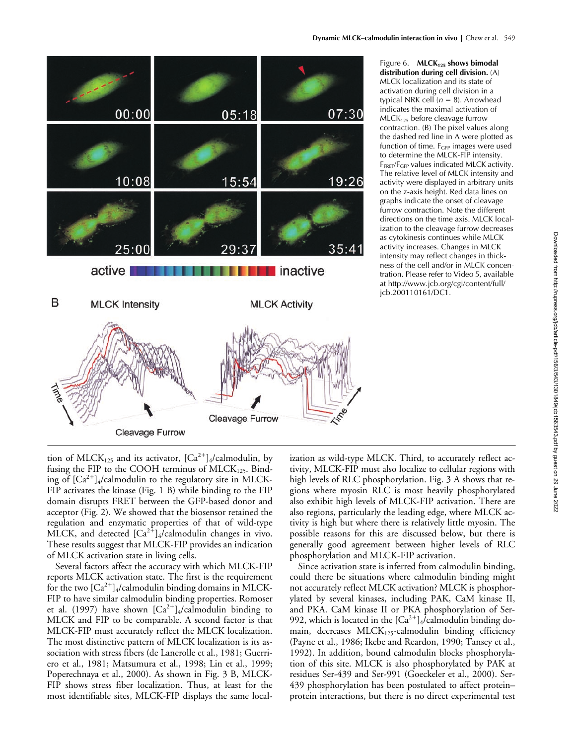Figure 6. **$MLCK_{125}$ shows bimodal distribution during cell division.** (A) MLCK localization and its state of activation during cell division in a typical NRK cell ($n$ = 8). Arrowhead indicates the maximal activation of $MLCK_{125}$ before cleavage furrow contraction. (B) The pixel values along the dashed red line in A were plotted as function of time. $F_{GFP}$ images were used to determine the MLCK-FIP intensity. $F_{FRET}/F_{GFP}$ values indicated MLCK activity. The relative level of MLCK intensity and activity were displayed in arbitrary units on the z-axis height. Red data lines on graphs indicate the onset of cleavage furrow contraction. Note the different directions on the time axis. MLCK localization to the cleavage furrow decreases as cytokinesis continues while MLCK activity increases. Changes in MLCK intensity may reflect changes in thickness of the cell and/or in MLCK concentration. Please refer to Video 5, available at http://www.jcb.org/cgi/content/full/jcb.200110161/DC1.

tion of $MLCK_{125}$ and its activator, $[Ca^{2+}]_4$/calmodulin, by fusing the FIP to the COOH terminus of $MLCK_{125}$. Binding of $[Ca^{2+}]_4$/calmodulin to the regulatory site in MLCK-FIP activates the kinase (Fig. 1 B) while binding to the FIP domain disrupts FRET between the GFP-based donor and acceptor (Fig. 2). We showed that the biosensor retained the regulation and enzymatic properties of that of wild-type MLCK, and detected $[Ca^{2+}]_4$/calmodulin changes in vivo. These results suggest that MLCK-FIP provides an indication of MLCK activation state in living cells.

Several factors affect the accuracy with which MLCK-FIP reports MLCK activation state. The first is the requirement for the two $[Ca^{2+}]_4$/calmodulin binding domains in MLCK-FIP to have similar calmodulin binding properties. Romoser et al. (1997) have shown $[Ca^{2+}]_4$/calmodulin binding to MLCK and FIP to be comparable. A second factor is that MLCK-FIP must accurately reflect the MLCK localization. The most distinctive pattern of MLCK localization is its association with stress fibers (de Lanerolle et al., 1981; Guerriero et al., 1981; Matsumura et al., 1998; Lin et al., 1999; Poperechnaya et al., 2000). As shown in Fig. 3 B, MLCK-FIP shows stress fiber localization. Thus, at least for the most identifiable sites, MLCK-FIP displays the same localization as wild-type MLCK. Third, to accurately reflect activity, MLCK-FIP must also localize to cellular regions with high levels of RLC phosphorylation. Fig. 3 A shows that regions where myosin RLC is most heavily phosphorylated also exhibit high levels of MLCK-FIP activation. There are also regions, particularly the leading edge, where MLCK activity is high but where there is relatively little myosin. The possible reasons for this are discussed below, but there is generally good agreement between higher levels of RLC phosphorylation and MLCK-FIP activation.

Since activation state is inferred from calmodulin binding, could there be situations where calmodulin binding might not accurately reflect MLCK activation? MLCK is phosphorylated by several kinases, including PAK, CaM kinase II, and PKA. CaM kinase II or PKA phosphorylation of Ser-992, which is located in the $[Ca^{2+}]_4$/calmodulin binding domain, decreases $MLCK_{125}$-calmodulin binding efficiency (Payne et al., 1986; Ikebe and Reardon, 1990; Tansey et al., 1992). In addition, bound calmodulin blocks phosphorylation of this site. MLCK is also phosphorylated by PAK at residues Ser-439 and Ser-991 (Goeckeler et al., 2000). Ser-439 phosphorylation has been postulated to affect protein–protein interactions, but there is no direct experimental test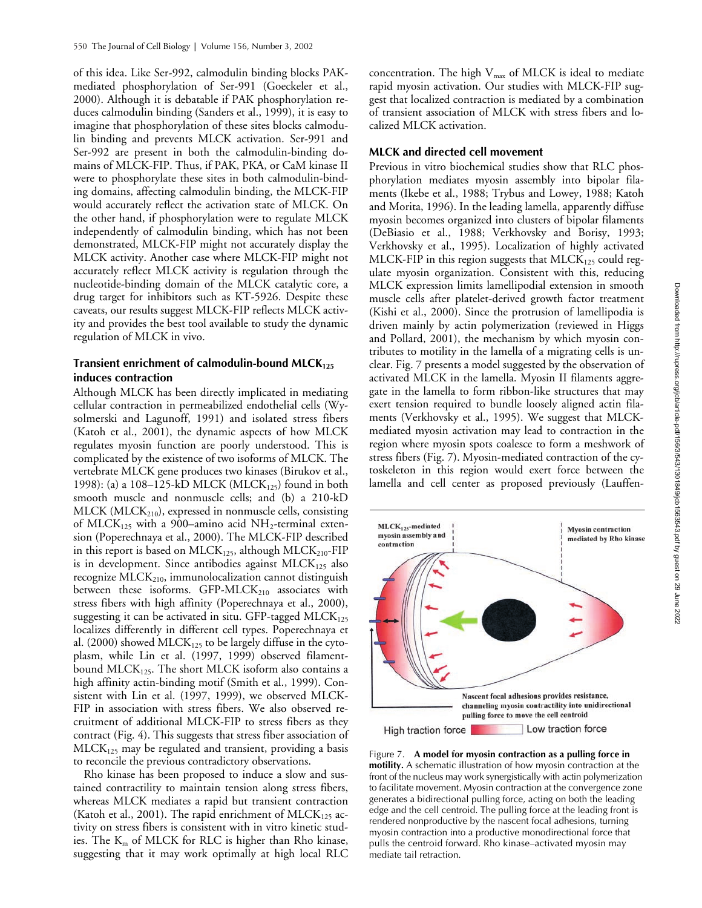of this idea. Like Ser-992, calmodulin binding blocks PAK-mediated phosphorylation of Ser-991 (Goeckeler et al., 2000). Although it is debatable if PAK phosphorylation reduces calmodulin binding (Sanders et al., 1999), it is easy to imagine that phosphorylation of these sites blocks calmodulin binding and prevents MLCK activation. Ser-991 and Ser-992 are present in both the calmodulin-binding domains of MLCK-FIP. Thus, if PAK, PKA, or CaM kinase II were to phosphorylate these sites in both calmodulin-binding domains, affecting calmodulin binding, the MLCK-FIP would accurately reflect the activation state of MLCK. On the other hand, if phosphorylation were to regulate MLCK independently of calmodulin binding, which has not been demonstrated, MLCK-FIP might not accurately display the MLCK activity. Another case where MLCK-FIP might not accurately reflect MLCK activity is regulation through the nucleotide-binding domain of the MLCK catalytic core, a drug target for inhibitors such as KT-5926. Despite these caveats, our results suggest MLCK-FIP reflects MLCK activity and provides the best tool available to study the dynamic regulation of MLCK in vivo.

### Transient enrichment of calmodulin-bound $MLCK_{125}$ induces contraction

Although MLCK has been directly implicated in mediating cellular contraction in permeabilized endothelial cells (Wysolmerski and Lagunoff, 1991) and isolated stress fibers (Katoh et al., 2001), the dynamic aspects of how MLCK regulates myosin function are poorly understood. This is complicated by the existence of two isoforms of MLCK. The vertebrate MLCK gene produces two kinases (Birukov et al., 1998): (a) a 108–125-kD MLCK ($MLCK_{125}$) found in both smooth muscle and nonmuscle cells; and (b) a 210-kD MLCK ($MLCK_{210}$), expressed in nonmuscle cells, consisting of $MLCK_{125}$ with a 900–amino acid $NH_2$-terminal extension (Poperechnaya et al., 2000). The MLCK-FIP described in this report is based on $MLCK_{125}$, although $MLCK_{210}$-FIP is in development. Since antibodies against $MLCK_{125}$ also recognize $MLCK_{210}$, immunolocalization cannot distinguish between these isoforms. GFP-$MLCK_{210}$ associates with stress fibers with high affinity (Poperechnaya et al., 2000), suggesting it can be activated in situ. GFP-tagged $MLCK_{125}$ localizes differently in different cell types. Poperechnaya et al. (2000) showed $MLCK_{125}$ to be largely diffuse in the cytoplasm, while Lin et al. (1997, 1999) observed filament-bound $MLCK_{125}$. The short MLCK isoform also contains a high affinity actin-binding motif (Smith et al., 1999). Consistent with Lin et al. (1997, 1999), we observed MLCK-FIP in association with stress fibers. We also observed recruitment of additional MLCK-FIP to stress fibers as they contract (Fig. 4). This suggests that stress fiber association of $MLCK_{125}$ may be regulated and transient, providing a basis to reconcile the previous contradictory observations.

Rho kinase has been proposed to induce a slow and sustained contractility to maintain tension along stress fibers, whereas MLCK mediates a rapid but transient contraction (Katoh et al., 2001). The rapid enrichment of $MLCK_{125}$ activity on stress fibers is consistent with in vitro kinetic studies. The $K_m$ of MLCK for RLC is higher than Rho kinase, suggesting that it may work optimally at high local RLC concentration. The high $V_{max}$ of MLCK is ideal to mediate rapid myosin activation. Our studies with MLCK-FIP suggest that localized contraction is mediated by a combination of transient association of MLCK with stress fibers and localized MLCK activation.

### MLCK and directed cell movement

Previous in vitro biochemical studies show that RLC phosphorylation mediates myosin assembly into bipolar filaments (Ikebe et al., 1988; Trybus and Lowey, 1988; Katoh and Morita, 1996). In the leading lamella, apparently diffuse myosin becomes organized into clusters of bipolar filaments (DeBiasio et al., 1988; Verkhovsky and Borisy, 1993; Verkhovsky et al., 1995). Localization of highly activated MLCK-FIP in this region suggests that $MLCK_{125}$ could regulate myosin organization. Consistent with this, reducing MLCK expression limits lamellipodial extension in smooth muscle cells after platelet-derived growth factor treatment (Kishi et al., 2000). Since the protrusion of lamellipodia is driven mainly by actin polymerization (reviewed in Higgs and Pollard, 2001), the mechanism by which myosin contributes to motility in the lamella of a migrating cells is unclear. Fig. 7 presents a model suggested by the observation of activated MLCK in the lamella. Myosin II filaments aggregate in the lamella to form ribbon-like structures that may exert tension required to bundle loosely aligned actin filaments (Verkhovsky et al., 1995). We suggest that MLCK-mediated myosin activation may lead to contraction in the region where myosin spots coalesce to form a meshwork of stress fibers (Fig. 7). Myosin-mediated contraction of the cytoskeleton in this region would exert force between the lamella and cell center as proposed previously (Lauffen-

Figure 7. **A model for myosin contraction as a pulling force in motility.** A schematic illustration of how myosin contraction at the front of the nucleus may work synergistically with actin polymerization to facilitate movement. Myosin contraction at the convergence zone generates a bidirectional pulling force, acting on both the leading edge and the cell centroid. The pulling force at the leading front is rendered nonproductive by the nascent focal adhesions, turning myosin contraction into a productive monodirectional force that pulls the centroid forward. Rho kinase–activated myosin may mediate tail retraction.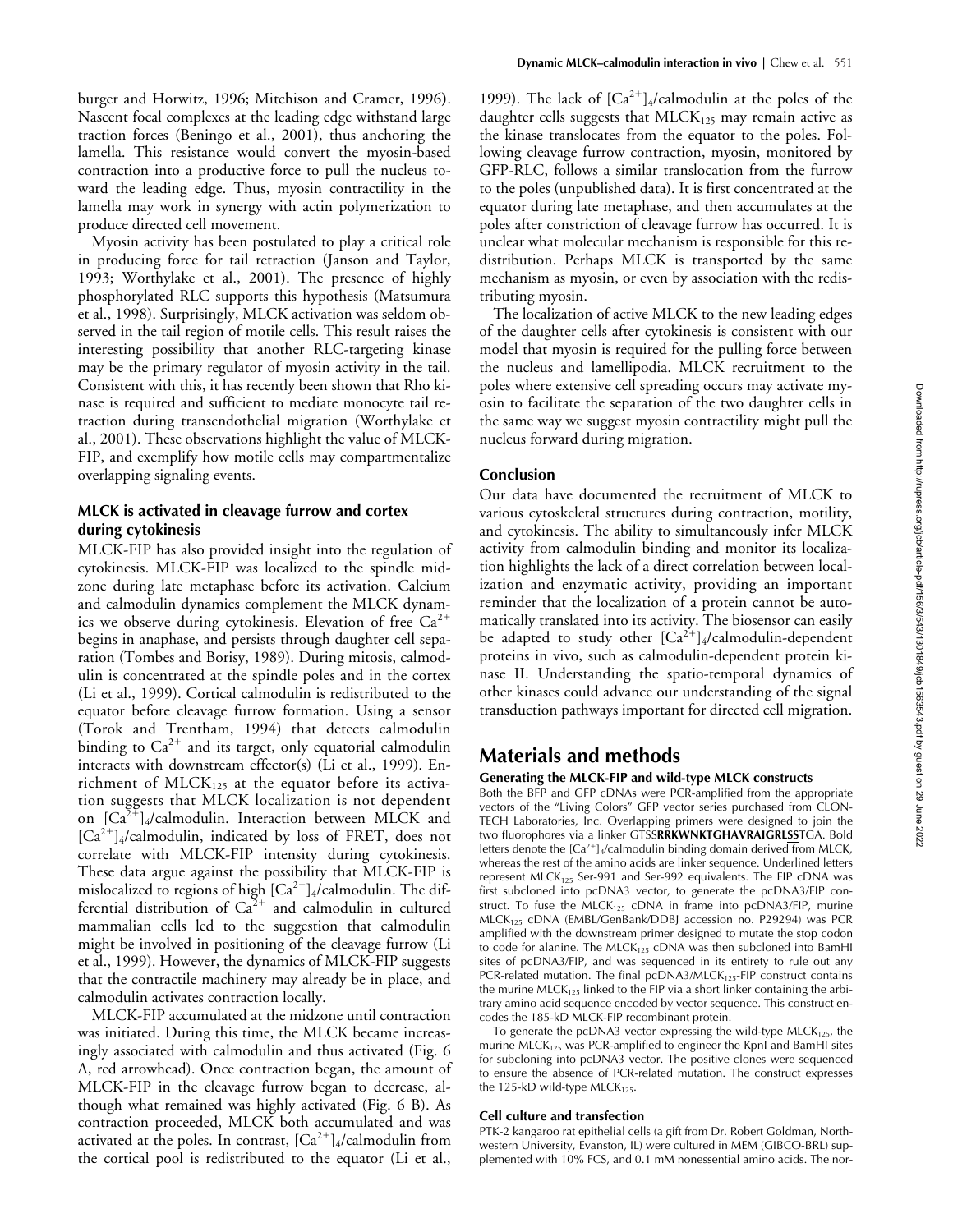burger and Horwitz, 1996; Mitchison and Cramer, 1996). Nascent focal complexes at the leading edge withstand large traction forces (Beningo et al., 2001), thus anchoring the lamella. This resistance would convert the myosin-based contraction into a productive force to pull the nucleus toward the leading edge. Thus, myosin contractility in the lamella may work in synergy with actin polymerization to produce directed cell movement.

Myosin activity has been postulated to play a critical role in producing force for tail retraction (Janson and Taylor, 1993; Worthylake et al., 2001). The presence of highly phosphorylated RLC supports this hypothesis (Matsumura et al., 1998). Surprisingly, MLCK activation was seldom observed in the tail region of motile cells. This result raises the interesting possibility that another RLC-targeting kinase may be the primary regulator of myosin activity in the tail. Consistent with this, it has recently been shown that Rho kinase is required and sufficient to mediate monocyte tail retraction during transendothelial migration (Worthylake et al., 2001). These observations highlight the value of MLCK-FIP, and exemplify how motile cells may compartmentalize overlapping signaling events.

### MLCK is activated in cleavage furrow and cortex during cytokinesis

MLCK-FIP has also provided insight into the regulation of cytokinesis. MLCK-FIP was localized to the spindle midzone during late metaphase before its activation. Calcium and calmodulin dynamics complement the MLCK dynamics we observe during cytokinesis. Elevation of free $Ca^{2+}$ begins in anaphase, and persists through daughter cell separation (Tombes and Borisy, 1989). During mitosis, calmodulin is concentrated at the spindle poles and in the cortex (Li et al., 1999). Cortical calmodulin is redistributed to the equator before cleavage furrow formation. Using a sensor (Torok and Trentham, 1994) that detects calmodulin binding to $Ca^{2+}$ and its target, only equatorial calmodulin interacts with downstream effector(s) (Li et al., 1999). Enrichment of $MLCK_{125}$ at the equator before its activation suggests that MLCK localization is not dependent on $[Ca^{2+}]_4$/calmodulin. Interaction between MLCK and $[Ca^{2+}]_4$/calmodulin, indicated by loss of FRET, does not correlate with MLCK-FIP intensity during cytokinesis. These data argue against the possibility that MLCK-FIP is mislocalized to regions of high $[Ca^{2+}]_4$/calmodulin. The differential distribution of $Ca^{2+}$ and calmodulin in cultured mammalian cells led to the suggestion that calmodulin might be involved in positioning of the cleavage furrow (Li et al., 1999). However, the dynamics of MLCK-FIP suggests that the contractile machinery may already be in place, and calmodulin activates contraction locally.

MLCK-FIP accumulated at the midzone until contraction was initiated. During this time, the MLCK became increasingly associated with calmodulin and thus activated (Fig. 6 A, red arrowhead). Once contraction began, the amount of MLCK-FIP in the cleavage furrow began to decrease, although what remained was highly activated (Fig. 6 B). As contraction proceeded, MLCK both accumulated and was activated at the poles. In contrast, $[Ca^{2+}]_4$/calmodulin from the cortical pool is redistributed to the equator (Li et al., 1999). The lack of $[Ca^{2+}]_4$/calmodulin at the poles of the daughter cells suggests that $MLCK_{125}$ may remain active as the kinase translocates from the equator to the poles. Following cleavage furrow contraction, myosin, monitored by GFP-RLC, follows a similar translocation from the furrow to the poles (unpublished data). It is first concentrated at the equator during late metaphase, and then accumulates at the poles after constriction of cleavage furrow has occurred. It is unclear what molecular mechanism is responsible for this redistribution. Perhaps MLCK is transported by the same mechanism as myosin, or even by association with the redistributing myosin.

The localization of active MLCK to the new leading edges of the daughter cells after cytokinesis is consistent with our model that myosin is required for the pulling force between the nucleus and lamellipodia. MLCK recruitment to the poles where extensive cell spreading occurs may activate myosin to facilitate the separation of the two daughter cells in the same way we suggest myosin contractility might pull the nucleus forward during migration.

### Conclusion

Our data have documented the recruitment of MLCK to various cytoskeletal structures during contraction, motility, and cytokinesis. The ability to simultaneously infer MLCK activity from calmodulin binding and monitor its localization highlights the lack of a direct correlation between localization and enzymatic activity, providing an important reminder that the localization of a protein cannot be automatically translated into its activity. The biosensor can easily be adapted to study other $[Ca^{2+}]_4$/calmodulin-dependent proteins in vivo, such as calmodulin-dependent protein kinase II. Understanding the spatio-temporal dynamics of other kinases could advance our understanding of the signal transduction pathways important for directed cell migration.

## Materials and methods

### Generating the MLCK-FIP and wild-type MLCK constructs

Both the BFP and GFP cDNAs were PCR-amplified from the appropriate vectors of the "Living Colors" GFP vector series purchased from CLONTECH Laboratories, Inc. Overlapping primers were designed to join the two fluorophores via a linker GTSS**RRKWNKTGHAVRAIGRLSS**TGA. Bold letters denote the $[Ca^{2+}]_4$/calmodulin binding domain derived from MLCK, whereas the rest of the amino acids are linker sequence. Underlined letters represent $MLCK_{125}$ Ser-991 and Ser-992 equivalents. The FIP cDNA was first subcloned into pcDNA3 vector, to generate the pcDNA3/FIP construct. To fuse the $MLCK_{125}$ cDNA in frame into pcDNA3/FIP, murine $MLCK_{125}$ cDNA (EMBL/GenBank/DDBJ accession no. P29294) was PCR amplified with the downstream primer designed to mutate the stop codon to code for alanine. The $MLCK_{125}$ cDNA was then subcloned into BamHI sites of pcDNA3/FIP, and was sequenced in its entirety to rule out any PCR-related mutation. The final pcDNA3/$MLCK_{125}$-FIP construct contains the murine $MLCK_{125}$ linked to the FIP via a short linker containing the arbitrary amino acid sequence encoded by vector sequence. This construct encodes the 185-kD MLCK-FIP recombinant protein.

To generate the pcDNA3 vector expressing the wild-type $MLCK_{125}$, the murine $MLCK_{125}$ was PCR-amplified to engineer the KpnI and BamHI sites for subcloning into pcDNA3 vector. The positive clones were sequenced to ensure the absence of PCR-related mutation. The construct expresses the 125-kD wild-type $MLCK_{125}$.

### Cell culture and transfection

PTK-2 kangaroo rat epithelial cells (a gift from Dr. Robert Goldman, Northwestern University, Evanston, IL) were cultured in MEM (GIBCO-BRL) supplemented with 10% FCS, and 0.1 mM nonessential amino acids. The nor-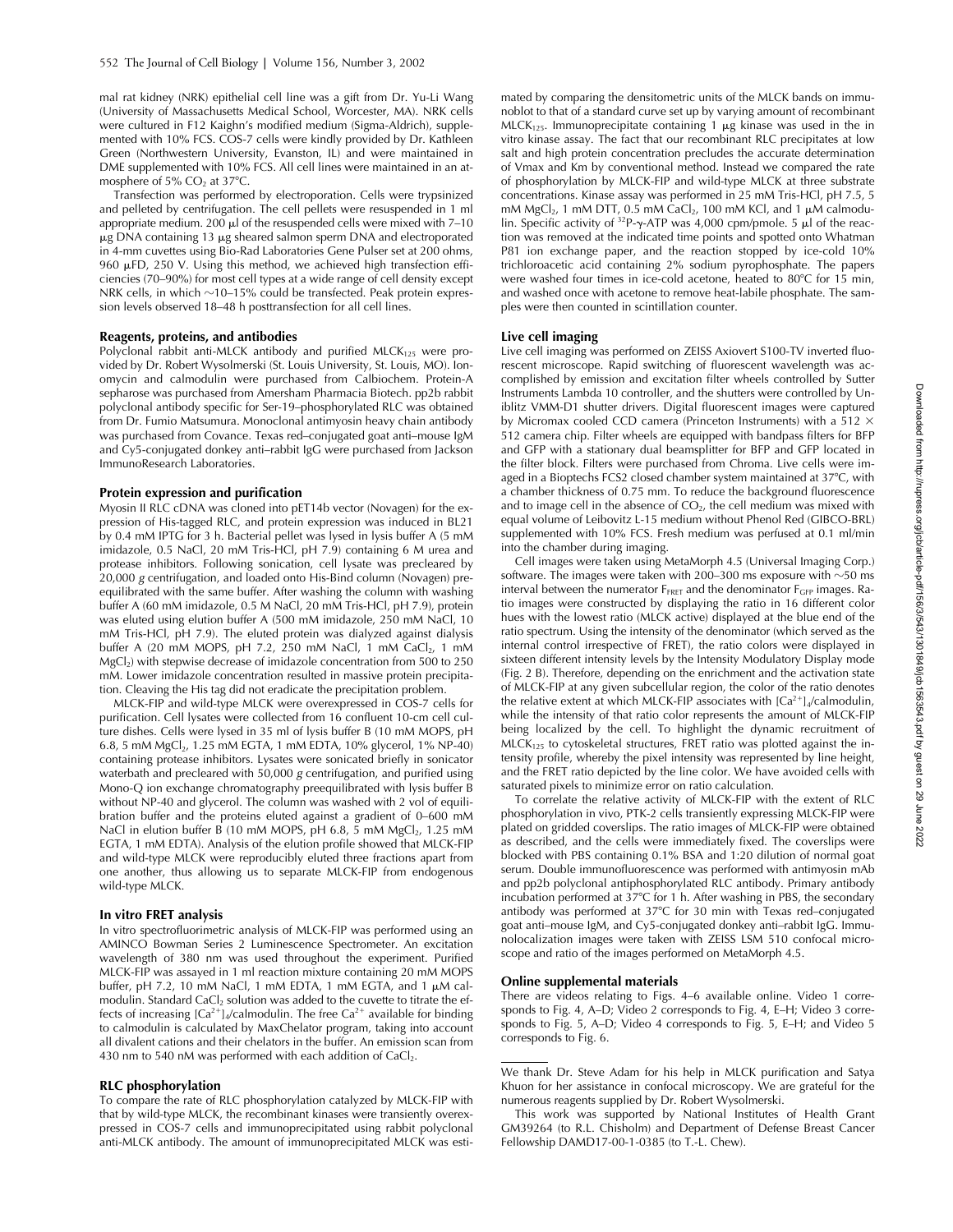mal rat kidney (NRK) epithelial cell line was a gift from Dr. Yu-Li Wang (University of Massachusetts Medical School, Worcester, MA). NRK cells were cultured in F12 Kaighn's modified medium (Sigma-Aldrich), supplemented with 10% FCS. COS-7 cells were kindly provided by Dr. Kathleen Green (Northwestern University, Evanston, IL) and were maintained in DME supplemented with 10% FCS. All cell lines were maintained in an atmosphere of 5% $CO_2$ at 37°C.

Transfection was performed by electroporation. Cells were trypsinized and pelleted by centrifugation. The cell pellets were resuspended in 1 ml appropriate medium. 200 μl of the resuspended cells were mixed with 7–10 μg DNA containing 13 μg sheared salmon sperm DNA and electroporated in 4-mm cuvettes using Bio-Rad Laboratories Gene Pulser set at 200 ohms, 960 μFD, 250 V. Using this method, we achieved high transfection efficiencies (70–90%) for most cell types at a wide range of cell density except NRK cells, in which ~10–15% could be transfected. Peak protein expression levels observed 18–48 h posttransfection for all cell lines.

### Reagents, proteins, and antibodies

Polyclonal rabbit anti-MLCK antibody and purified $MLCK_{125}$ were provided by Dr. Robert Wysolmerski (St. Louis University, St. Louis, MO). Ionomycin and calmodulin were purchased from Calbiochem. Protein-A sepharose was purchased from Amersham Pharmacia Biotech. pp2b rabbit polyclonal antibody specific for Ser-19–phosphorylated RLC was obtained from Dr. Fumio Matsumura. Monoclonal antimyosin heavy chain antibody was purchased from Covance. Texas red–conjugated goat anti–mouse IgM and Cy5-conjugated donkey anti–rabbit IgG were purchased from Jackson ImmunoResearch Laboratories.

### Protein expression and purification

Myosin II RLC cDNA was cloned into pET14b vector (Novagen) for the expression of His-tagged RLC, and protein expression was induced in BL21 by 0.4 mM IPTG for 3 h. Bacterial pellet was lysed in lysis buffer A (5 mM imidazole, 0.5 NaCl, 20 mM Tris-HCl, pH 7.9) containing 6 M urea and protease inhibitors. Following sonication, cell lysate was precleared by 20,000 *g* centrifugation, and loaded onto His-Bind column (Novagen) preequilibrated with the same buffer. After washing the column with washing buffer A (60 mM imidazole, 0.5 M NaCl, 20 mM Tris-HCl, pH 7.9), protein was eluted using elution buffer A (500 mM imidazole, 250 mM NaCl, 10 mM Tris-HCl, pH 7.9). The eluted protein was dialyzed against dialysis buffer A (20 mM MOPS, pH 7.2, 250 mM NaCl, 1 mM $CaCl_2$, 1 mM $MgCl_2$) with stepwise decrease of imidazole concentration from 500 to 250 mM. Lower imidazole concentration resulted in massive protein precipitation. Cleaving the His tag did not eradicate the precipitation problem.

MLCK-FIP and wild-type MLCK were overexpressed in COS-7 cells for purification. Cell lysates were collected from 16 confluent 10-cm cell culture dishes. Cells were lysed in 35 ml of lysis buffer B (10 mM MOPS, pH 6.8, 5 mM $MgCl_2$, 1.25 mM EGTA, 1 mM EDTA, 10% glycerol, 1% NP-40) containing protease inhibitors. Lysates were sonicated briefly in sonicator waterbath and precleared with 50,000 *g* centrifugation, and purified using Mono-Q ion exchange chromatography preequilibrated with lysis buffer B without NP-40 and glycerol. The column was washed with 2 vol of equilibration buffer and the proteins eluted against a gradient of 0–600 mM NaCl in elution buffer B (10 mM MOPS, pH 6.8, 5 mM $MgCl_2$, 1.25 mM EGTA, 1 mM EDTA). Analysis of the elution profile showed that MLCK-FIP and wild-type MLCK were reproducibly eluted three fractions apart from one another, thus allowing us to separate MLCK-FIP from endogenous wild-type MLCK.

### In vitro FRET analysis

In vitro spectrofluorimetric analysis of MLCK-FIP was performed using an AMINCO Bowman Series 2 Luminescence Spectrometer. An excitation wavelength of 380 nm was used throughout the experiment. Purified MLCK-FIP was assayed in 1 ml reaction mixture containing 20 mM MOPS buffer, pH 7.2, 10 mM NaCl, 1 mM EDTA, 1 mM EGTA, and 1 μM calmodulin. Standard $CaCl_2$ solution was added to the cuvette to titrate the effects of increasing $[Ca^{2+}]_4$/calmodulin. The free $Ca^{2+}$ available for binding to calmodulin is calculated by MaxChelator program, taking into account all divalent cations and their chelators in the buffer. An emission scan from 430 nm to 540 nM was performed with each addition of $CaCl_2$.

### RLC phosphorylation

To compare the rate of RLC phosphorylation catalyzed by MLCK-FIP with that by wild-type MLCK, the recombinant kinases were transiently overexpressed in COS-7 cells and immunoprecipitated using rabbit polyclonal anti-MLCK antibody. The amount of immunoprecipitated MLCK was estimated by comparing the densitometric units of the MLCK bands on immunoblot to that of a standard curve set up by varying amount of recombinant $MLCK_{125}$. Immunoprecipitate containing 1 μg kinase was used in the in vitro kinase assay. The fact that our recombinant RLC precipitates at low salt and high protein concentration precludes the accurate determination of Vmax and Km by conventional method. Instead we compared the rate of phosphorylation by MLCK-FIP and wild-type MLCK at three substrate concentrations. Kinase assay was performed in 25 mM Tris-HCl, pH 7.5, 5 mM $MgCl_2$, 1 mM DTT, 0.5 mM $CaCl_2$, 100 mM KCl, and 1 μM calmodulin. Specific activity of $^{32}$P-γ-ATP was 4,000 cpm/pmole. 5 μl of the reaction was removed at the indicated time points and spotted onto Whatman P81 ion exchange paper, and the reaction stopped by ice-cold 10% trichloroacetic acid containing 2% sodium pyrophosphate. The papers were washed four times in ice-cold acetone, heated to 80°C for 15 min, and washed once with acetone to remove heat-labile phosphate. The samples were then counted in scintillation counter.

### Live cell imaging

Live cell imaging was performed on ZEISS Axiovert S100-TV inverted fluorescent microscope. Rapid switching of fluorescent wavelength was accomplished by emission and excitation filter wheels controlled by Sutter Instruments Lambda 10 controller, and the shutters were controlled by Uniblitz VMM-D1 shutter drivers. Digital fluorescent images were captured by Micromax cooled CCD camera (Princeton Instruments) with a 512 × 512 camera chip. Filter wheels are equipped with bandpass filters for BFP and GFP with a stationary dual beamsplitter for BFP and GFP located in the filter block. Filters were purchased from Chroma. Live cells were imaged in a Bioptechs FCS2 closed chamber system maintained at 37°C, with a chamber thickness of 0.75 mm. To reduce the background fluorescence and to image cell in the absence of $CO_2$, the cell medium was mixed with equal volume of Leibovitz L-15 medium without Phenol Red (GIBCO-BRL) supplemented with 10% FCS. Fresh medium was perfused at 0.1 ml/min into the chamber during imaging.

Cell images were taken using MetaMorph 4.5 (Universal Imaging Corp.) software. The images were taken with 200–300 ms exposure with ~50 ms interval between the numerator $F_{FRET}$ and the denominator $F_{GFP}$ images. Ratio images were constructed by displaying the ratio in 16 different color hues with the lowest ratio (MLCK active) displayed at the blue end of the ratio spectrum. Using the intensity of the denominator (which served as the internal control irrespective of FRET), the ratio colors were displayed in sixteen different intensity levels by the Intensity Modulatory Display mode (Fig. 2 B). Therefore, depending on the enrichment and the activation state of MLCK-FIP at any given subcellular region, the color of the ratio denotes the relative extent at which MLCK-FIP associates with $[Ca^{2+}]_4$/calmodulin, while the intensity of that ratio color represents the amount of MLCK-FIP being localized by the cell. To highlight the dynamic recruitment of $MLCK_{125}$ to cytoskeletal structures, FRET ratio was plotted against the intensity profile, whereby the pixel intensity was represented by line height, and the FRET ratio depicted by the line color. We have avoided cells with saturated pixels to minimize error on ratio calculation.

To correlate the relative activity of MLCK-FIP with the extent of RLC phosphorylation in vivo, PTK-2 cells transiently expressing MLCK-FIP were plated on gridded coverslips. The ratio images of MLCK-FIP were obtained as described, and the cells were immediately fixed. The coverslips were blocked with PBS containing 0.1% BSA and 1:20 dilution of normal goat serum. Double immunofluorescence was performed with antimyosin mAb and pp2b polyclonal antiphosphorylated RLC antibody. Primary antibody incubation performed at 37°C for 1 h. After washing in PBS, the secondary antibody was performed at 37°C for 30 min with Texas red–conjugated goat anti–mouse IgM, and Cy5-conjugated donkey anti–rabbit IgG. Immunolocalization images were taken with ZEISS LSM 510 confocal microscope and ratio of the images performed on MetaMorph 4.5.

### Online supplemental materials

There are videos relating to Figs. 4–6 available online. Video 1 corresponds to Fig. 4, A–D; Video 2 corresponds to Fig. 4, E–H; Video 3 corresponds to Fig. 5, A–D; Video 4 corresponds to Fig. 5, E–H; and Video 5 corresponds to Fig. 6.

---

We thank Dr. Steve Adam for his help in MLCK purification and Satya Khuon for her assistance in confocal microscopy. We are grateful for the numerous reagents supplied by Dr. Robert Wysolmerski.

This work was supported by National Institutes of Health Grant GM39264 (to R.L. Chisholm) and Department of Defense Breast Cancer Fellowship DAMD17-00-1-0385 (to T.-L. Chew).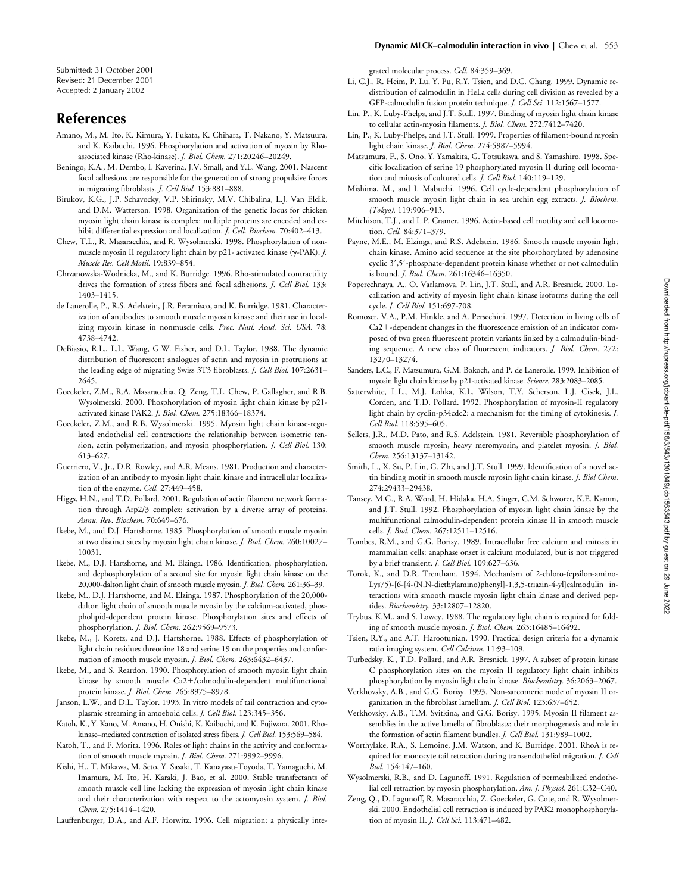Submitted: 31 October 2001
Revised: 21 December 2001
Accepted: 2 January 2002

## References

Amano, M., M. Ito, K. Kimura, Y. Fukata, K. Chihara, T. Nakano, Y. Matsuura, and K. Kaibuchi. 1996. Phosphorylation and activation of myosin by Rho-associated kinase (Rho-kinase). *J. Biol. Chem.* 271:20246–20249.

Beningo, K.A., M. Dembo, I. Kaverina, J.V. Small, and Y.L. Wang. 2001. Nascent focal adhesions are responsible for the generation of strong propulsive forces in migrating fibroblasts. *J. Cell Biol.* 153:881–888.

Birukov, K.G., J.P. Schavocky, V.P. Shirinsky, M.V. Chibalina, L.J. Van Eldik, and D.M. Watterson. 1998. Organization of the genetic locus for chicken myosin light chain kinase is complex: multiple proteins are encoded and exhibit differential expression and localization. *J. Cell. Biochem.* 70:402–413.

Chew, T.L., R. Masaracchia, and R. Wysolmerski. 1998. Phosphorylation of non-muscle myosin II regulatory light chain by p21- activated kinase (γ-PAK). *J. Muscle Res. Cell Motil.* 19:839–854.

Chrzanowska-Wodnicka, M., and K. Burridge. 1996. Rho-stimulated contractility drives the formation of stress fibers and focal adhesions. *J. Cell Biol.* 133: 1403–1415.

de Lanerolle, P., R.S. Adelstein, J.R. Feramisco, and K. Burridge. 1981. Characterization of antibodies to smooth muscle myosin kinase and their use in localizing myosin kinase in nonmuscle cells. *Proc. Natl. Acad. Sci. USA.* 78: 4738–4742.

DeBiasio, R.L., L.L. Wang, G.W. Fisher, and D.L. Taylor. 1988. The dynamic distribution of fluorescent analogues of actin and myosin in protrusions at the leading edge of migrating Swiss 3T3 fibroblasts. *J. Cell Biol.* 107:2631–2645.

Goeckeler, Z.M., R.A. Masaracchia, Q. Zeng, T.L. Chew, P. Gallagher, and R.B. Wysolmerski. 2000. Phosphorylation of myosin light chain kinase by p21-activated kinase PAK2. *J. Biol. Chem.* 275:18366–18374.

Goeckeler, Z.M., and R.B. Wysolmerski. 1995. Myosin light chain kinase-regulated endothelial cell contraction: the relationship between isometric tension, actin polymerization, and myosin phosphorylation. *J. Cell Biol.* 130: 613–627.

Guerriero, V., Jr., D.R. Rowley, and A.R. Means. 1981. Production and characterization of an antibody to myosin light chain kinase and intracellular localization of the enzyme. *Cell.* 27:449–458.

Higgs, H.N., and T.D. Pollard. 2001. Regulation of actin filament network formation through Arp2/3 complex: activation by a diverse array of proteins. *Annu. Rev. Biochem.* 70:649–676.

Ikebe, M., and D.J. Hartshorne. 1985. Phosphorylation of smooth muscle myosin at two distinct sites by myosin light chain kinase. *J. Biol. Chem.* 260:10027–10031.

Ikebe, M., D.J. Hartshorne, and M. Elzinga. 1986. Identification, phosphorylation, and dephosphorylation of a second site for myosin light chain kinase on the 20,000-dalton light chain of smooth muscle myosin. *J. Biol. Chem.* 261:36–39.

Ikebe, M., D.J. Hartshorne, and M. Elzinga. 1987. Phosphorylation of the 20,000-dalton light chain of smooth muscle myosin by the calcium-activated, phospholipid-dependent protein kinase. Phosphorylation sites and effects of phosphorylation. *J. Biol. Chem.* 262:9569–9573.

Ikebe, M., J. Koretz, and D.J. Hartshorne. 1988. Effects of phosphorylation of light chain residues threonine 18 and serine 19 on the properties and conformation of smooth muscle myosin. *J. Biol. Chem.* 263:6432–6437.

Ikebe, M., and S. Reardon. 1990. Phosphorylation of smooth myosin light chain kinase by smooth muscle Ca2+/calmodulin-dependent multifunctional protein kinase. *J. Biol. Chem.* 265:8975–8978.

Janson, L.W., and D.L. Taylor. 1993. In vitro models of tail contraction and cytoplasmic streaming in amoeboid cells. *J. Cell Biol.* 123:345–356.

Katoh, K., Y. Kano, M. Amano, H. Onishi, K. Kaibuchi, and K. Fujiwara. 2001. Rho-kinase–mediated contraction of isolated stress fibers. *J. Cell Biol.* 153:569–584.

Katoh, T., and F. Morita. 1996. Roles of light chains in the activity and conformation of smooth muscle myosin. *J. Biol. Chem.* 271:9992–9996.

Kishi, H., T. Mikawa, M. Seto, Y. Sasaki, T. Kanayasu-Toyoda, T. Yamaguchi, M. Imamura, M. Ito, H. Karaki, J. Bao, et al. 2000. Stable transfectants of smooth muscle cell line lacking the expression of myosin light chain kinase and their characterization with respect to the actomyosin system. *J. Biol. Chem.* 275:1414–1420.

Lauffenburger, D.A., and A.F. Horwitz. 1996. Cell migration: a physically integrated molecular process. *Cell.* 84:359–369.

Li, C.J., R. Heim, P. Lu, Y. Pu, R.Y. Tsien, and D.C. Chang. 1999. Dynamic redistribution of calmodulin in HeLa cells during cell division as revealed by a GFP-calmodulin fusion protein technique. *J. Cell Sci.* 112:1567–1577.

Lin, P., K. Luby-Phelps, and J.T. Stull. 1997. Binding of myosin light chain kinase to cellular actin-myosin filaments. *J. Biol. Chem.* 272:7412–7420.

Lin, P., K. Luby-Phelps, and J.T. Stull. 1999. Properties of filament-bound myosin light chain kinase. *J. Biol. Chem.* 274:5987–5994.

Matsumura, F., S. Ono, Y. Yamakita, G. Totsukawa, and S. Yamashiro. 1998. Specific localization of serine 19 phosphorylated myosin II during cell locomotion and mitosis of cultured cells. *J. Cell Biol.* 140:119–129.

Mishima, M., and I. Mabuchi. 1996. Cell cycle-dependent phosphorylation of smooth muscle myosin light chain in sea urchin egg extracts. *J. Biochem. (Tokyo).* 119:906–913.

Mitchison, T.J., and L.P. Cramer. 1996. Actin-based cell motility and cell locomotion. *Cell.* 84:371–379.

Payne, M.E., M. Elzinga, and R.S. Adelstein. 1986. Smooth muscle myosin light chain kinase. Amino acid sequence at the site phosphorylated by adenosine cyclic 3′,5′-phosphate-dependent protein kinase whether or not calmodulin is bound. *J. Biol. Chem.* 261:16346–16350.

Poperechnaya, A., O. Varlamova, P. Lin, J.T. Stull, and A.R. Bresnick. 2000. Localization and activity of myosin light chain kinase isoforms during the cell cycle. *J. Cell Biol.* 151:697–708.

Romoser, V.A., P.M. Hinkle, and A. Persechini. 1997. Detection in living cells of Ca2+-dependent changes in the fluorescence emission of an indicator composed of two green fluorescent protein variants linked by a calmodulin-binding sequence. A new class of fluorescent indicators. *J. Biol. Chem.* 272: 13270–13274.

Sanders, L.C., F. Matsumura, G.M. Bokoch, and P. de Lanerolle. 1999. Inhibition of myosin light chain kinase by p21-activated kinase. *Science.* 283:2083–2085.

Satterwhite, L.L., M.J. Lohka, K.L. Wilson, T.Y. Scherson, L.J. Cisek, J.L. Corden, and T.D. Pollard. 1992. Phosphorylation of myosin-II regulatory light chain by cyclin-p34cdc2: a mechanism for the timing of cytokinesis. *J. Cell Biol.* 118:595–605.

Sellers, J.R., M.D. Pato, and R.S. Adelstein. 1981. Reversible phosphorylation of smooth muscle myosin, heavy meromyosin, and platelet myosin. *J. Biol. Chem.* 256:13137–13142.

Smith, L., X. Su, P. Lin, G. Zhi, and J.T. Stull. 1999. Identification of a novel actin binding motif in smooth muscle myosin light chain kinase. *J. Biol Chem.* 274:29433–29438.

Tansey, M.G., R.A. Word, H. Hidaka, H.A. Singer, C.M. Schworer, K.E. Kamm, and J.T. Stull. 1992. Phosphorylation of myosin light chain kinase by the multifunctional calmodulin-dependent protein kinase II in smooth muscle cells. *J. Biol. Chem.* 267:12511–12516.

Tombes, R.M., and G.G. Borisy. 1989. Intracellular free calcium and mitosis in mammalian cells: anaphase onset is calcium modulated, but is not triggered by a brief transient. *J. Cell Biol.* 109:627–636.

Torok, K., and D.R. Trentham. 1994. Mechanism of 2-chloro-(epsilon-amino-Lys75)-[6-[4-(N,N-diethylamino)phenyl]-1,3,5-triazin-4-yl]calmodulin interactions with smooth muscle myosin light chain kinase and derived peptides. *Biochemistry.* 33:12807–12820.

Trybus, K.M., and S. Lowey. 1988. The regulatory light chain is required for folding of smooth muscle myosin. *J. Biol. Chem.* 263:16485–16492.

Tsien, R.Y., and A.T. Harootunian. 1990. Practical design criteria for a dynamic ratio imaging system. *Cell Calcium.* 11:93–109.

Turbedsky, K., T.D. Pollard, and A.R. Bresnick. 1997. A subset of protein kinase C phosphorylation sites on the myosin II regulatory light chain inhibits phosphorylation by myosin light chain kinase. *Biochemistry.* 36:2063–2067.

Verkhovsky, A.B., and G.G. Borisy. 1993. Non-sarcomeric mode of myosin II organization in the fibroblast lamellum. *J. Cell Biol.* 123:637–652.

Verkhovsky, A.B., T.M. Svitkina, and G.G. Borisy. 1995. Myosin II filament assemblies in the active lamella of fibroblasts: their morphogenesis and role in the formation of actin filament bundles. *J. Cell Biol.* 131:989–1002.

Worthylake, R.A., S. Lemoine, J.M. Watson, and K. Burridge. 2001. RhoA is required for monocyte tail retraction during transendothelial migration. *J. Cell Biol.* 154:147–160.

Wysolmerski, R.B., and D. Lagunoff. 1991. Regulation of permeabilized endothelial cell retraction by myosin phosphorylation. *Am. J. Physiol.* 261:C32–C40.

Zeng, Q., D. Lagunoff, R. Masaracchia, Z. Goeckeler, G. Cote, and R. Wysolmerski. 2000. Endothelial cell retraction is induced by PAK2 monophosphorylation of myosin II. *J. Cell Sci.* 113:471–482.